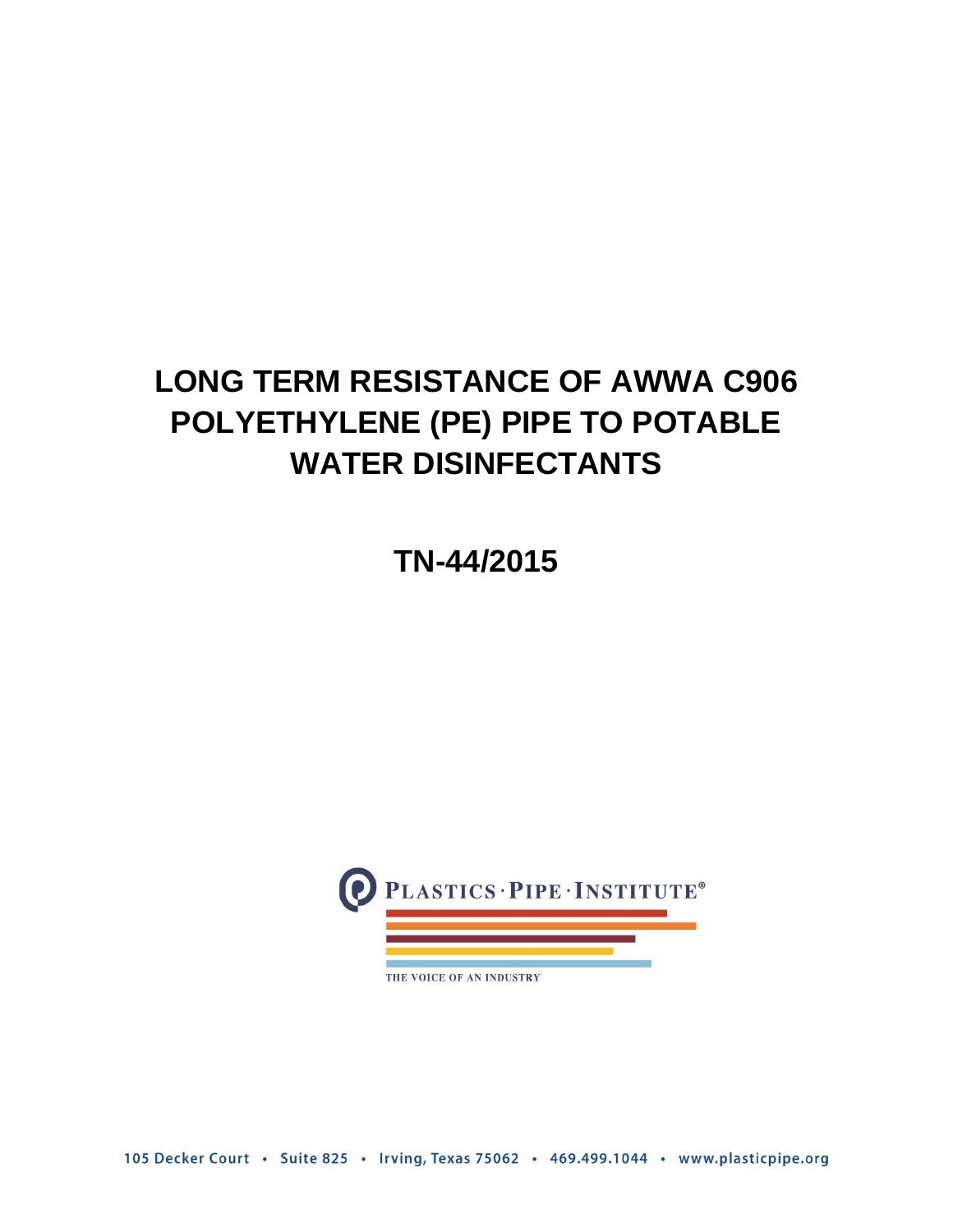# LONG TERM RESISTANCE OF AWWA C906 POLYETHYLENE (PE) PIPE TO POTABLE WATER DISINFECTANTS

## TN-44/2015

PLASTICS · PIPE · INSTITUTE®

THE VOICE OF AN INDUSTRY

105 Decker Court • Suite 825 • Irving, Texas 75062 • 469.499.1044 • www.plasticpipe.org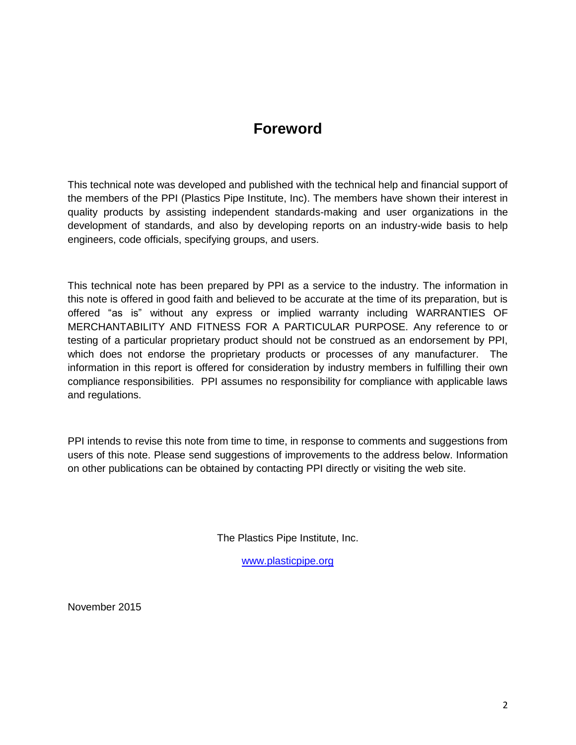# Foreword

This technical note was developed and published with the technical help and financial support of the members of the PPI (Plastics Pipe Institute, Inc). The members have shown their interest in quality products by assisting independent standards-making and user organizations in the development of standards, and also by developing reports on an industry-wide basis to help engineers, code officials, specifying groups, and users.

This technical note has been prepared by PPI as a service to the industry. The information in this note is offered in good faith and believed to be accurate at the time of its preparation, but is offered "as is" without any express or implied warranty including WARRANTIES OF MERCHANTABILITY AND FITNESS FOR A PARTICULAR PURPOSE. Any reference to or testing of a particular proprietary product should not be construed as an endorsement by PPI, which does not endorse the proprietary products or processes of any manufacturer. The information in this report is offered for consideration by industry members in fulfilling their own compliance responsibilities. PPI assumes no responsibility for compliance with applicable laws and regulations.

PPI intends to revise this note from time to time, in response to comments and suggestions from users of this note. Please send suggestions of improvements to the address below. Information on other publications can be obtained by contacting PPI directly or visiting the web site.

The Plastics Pipe Institute, Inc.

www.plasticpipe.org

November 2015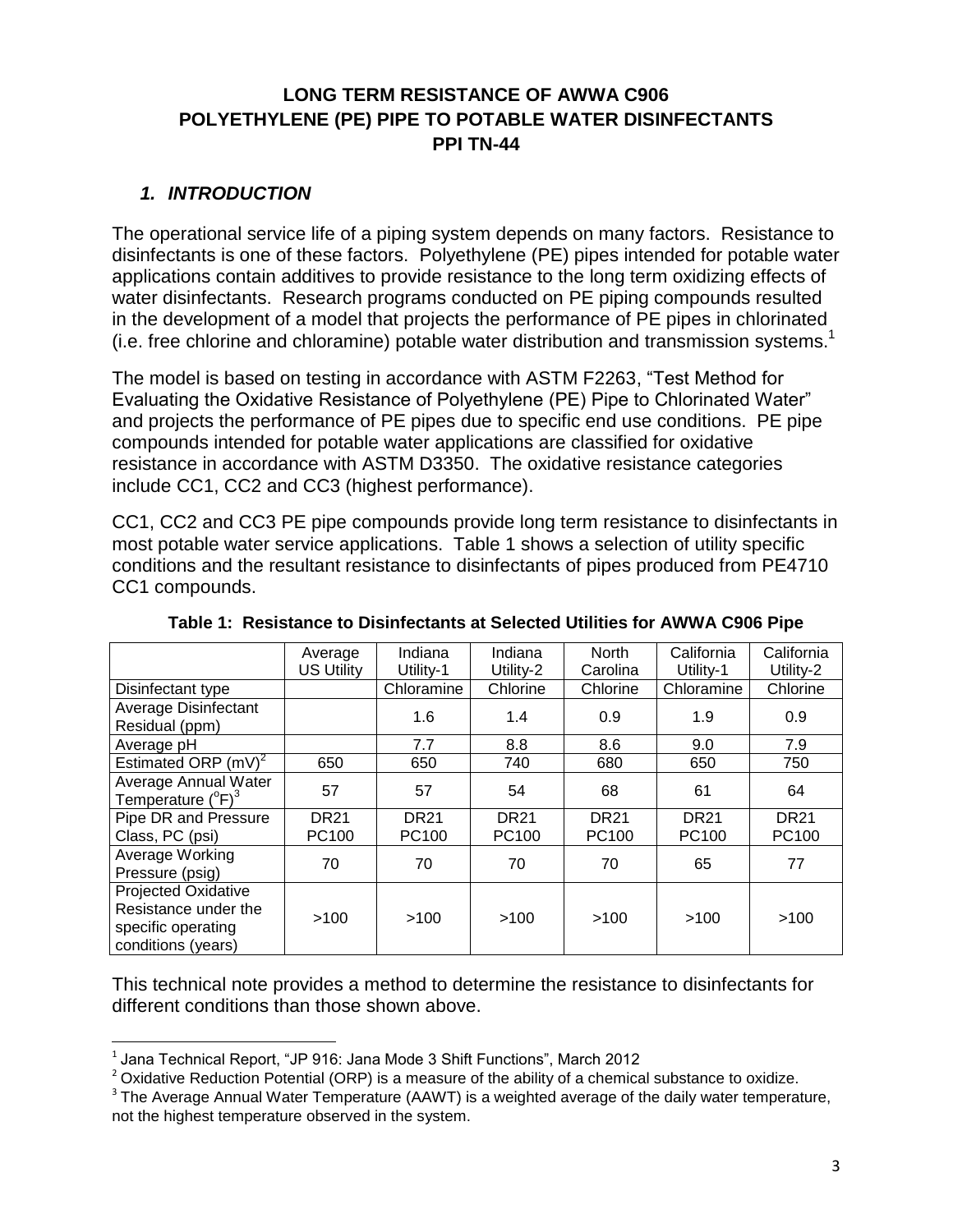# LONG TERM RESISTANCE OF AWWA C906 POLYETHYLENE (PE) PIPE TO POTABLE WATER DISINFECTANTS PPI TN-44

## *1. INTRODUCTION*

The operational service life of a piping system depends on many factors. Resistance to disinfectants is one of these factors. Polyethylene (PE) pipes intended for potable water applications contain additives to provide resistance to the long term oxidizing effects of water disinfectants. Research programs conducted on PE piping compounds resulted in the development of a model that projects the performance of PE pipes in chlorinated (i.e. free chlorine and chloramine) potable water distribution and transmission systems.[1]

The model is based on testing in accordance with ASTM F2263, "Test Method for Evaluating the Oxidative Resistance of Polyethylene (PE) Pipe to Chlorinated Water" and projects the performance of PE pipes due to specific end use conditions. PE pipe compounds intended for potable water applications are classified for oxidative resistance in accordance with ASTM D3350. The oxidative resistance categories include CC1, CC2 and CC3 (highest performance).

CC1, CC2 and CC3 PE pipe compounds provide long term resistance to disinfectants in most potable water service applications. Table 1 shows a selection of utility specific conditions and the resultant resistance to disinfectants of pipes produced from PE4710 CC1 compounds.

**Table 1: Resistance to Disinfectants at Selected Utilities for AWWA C906 Pipe**

| | Average US Utility | Indiana Utility-1 | Indiana Utility-2 | North Carolina | California Utility-1 | California Utility-2 |
|---|---|---|---|---|---|---|
| Disinfectant type | | Chloramine | Chlorine | Chlorine | Chloramine | Chlorine |
| Average Disinfectant Residual (ppm) | | 1.6 | 1.4 | 0.9 | 1.9 | 0.9 |
| Average pH | | 7.7 | 8.8 | 8.6 | 9.0 | 7.9 |
| Estimated ORP (mV)[2] | 650 | 650 | 740 | 680 | 650 | 750 |
| Average Annual Water Temperature ($^{o}$F)[3] | 57 | 57 | 54 | 68 | 61 | 64 |
| Pipe DR and Pressure Class, PC (psi) | DR21 PC100 | DR21 PC100 | DR21 PC100 | DR21 PC100 | DR21 PC100 | DR21 PC100 |
| Average Working Pressure (psig) | 70 | 70 | 70 | 70 | 65 | 77 |
| Projected Oxidative Resistance under the specific operating conditions (years) | >100 | >100 | >100 | >100 | >100 | >100 |

This technical note provides a method to determine the resistance to disinfectants for different conditions than those shown above.

---

[1] Jana Technical Report, "JP 916: Jana Mode 3 Shift Functions", March 2012

[2] Oxidative Reduction Potential (ORP) is a measure of the ability of a chemical substance to oxidize.

[3] The Average Annual Water Temperature (AAWT) is a weighted average of the daily water temperature, not the highest temperature observed in the system.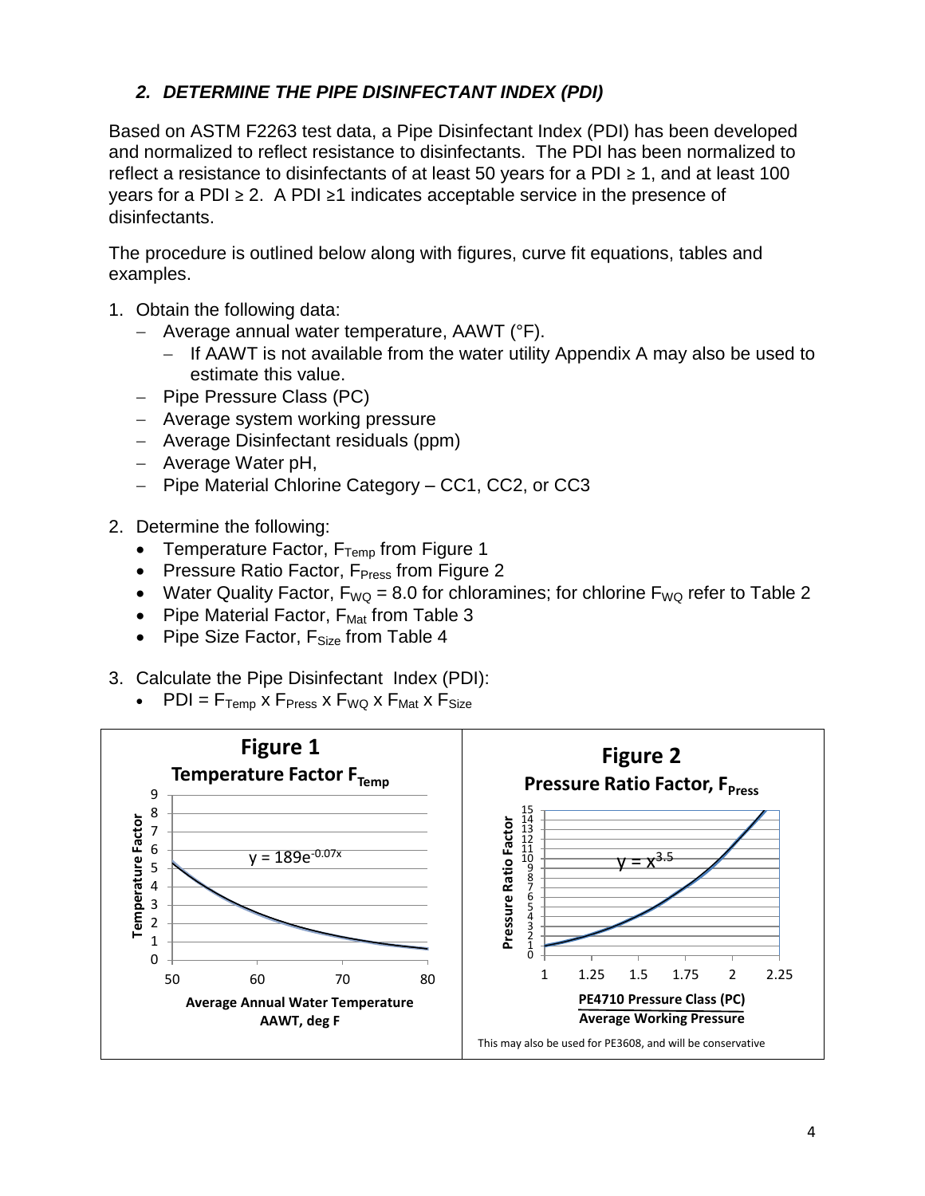### *2. DETERMINE THE PIPE DISINFECTANT INDEX (PDI)*

Based on ASTM F2263 test data, a Pipe Disinfectant Index (PDI) has been developed and normalized to reflect resistance to disinfectants. The PDI has been normalized to reflect a resistance to disinfectants of at least 50 years for a PDI ≥ 1, and at least 100 years for a PDI ≥ 2. A PDI ≥1 indicates acceptable service in the presence of disinfectants.

The procedure is outlined below along with figures, curve fit equations, tables and examples.

1. Obtain the following data:
   - Average annual water temperature, AAWT (°F).
     - If AAWT is not available from the water utility Appendix A may also be used to estimate this value.
   - Pipe Pressure Class (PC)
   - Average system working pressure
   - Average Disinfectant residuals (ppm)
   - Average Water pH,
   - Pipe Material Chlorine Category – CC1, CC2, or CC3

2. Determine the following:
   - Temperature Factor, $F_{Temp}$ from Figure 1
   - Pressure Ratio Factor, $F_{Press}$ from Figure 2
   - Water Quality Factor, $F_{WQ}$ = 8.0 for chloramines; for chlorine $F_{WQ}$ refer to Table 2
   - Pipe Material Factor, $F_{Mat}$ from Table 3
   - Pipe Size Factor, $F_{Size}$ from Table 4

3. Calculate the Pipe Disinfectant Index (PDI):
   - PDI = $F_{Temp}$ x $F_{Press}$ x $F_{WQ}$ x $F_{Mat}$ x $F_{Size}$

**Figure 1**

**Temperature Factor $F_{Temp}$**

$y = 189e^{-0.07x}$

Temperature Factor vs. Average Annual Water Temperature AAWT, deg F

**Figure 2**

**Pressure Ratio Factor, $F_{Press}$**

$y = x^{3.5}$

Pressure Ratio Factor vs. PE4710 Pressure Class (PC) / Average Working Pressure

This may also be used for PE3608, and will be conservative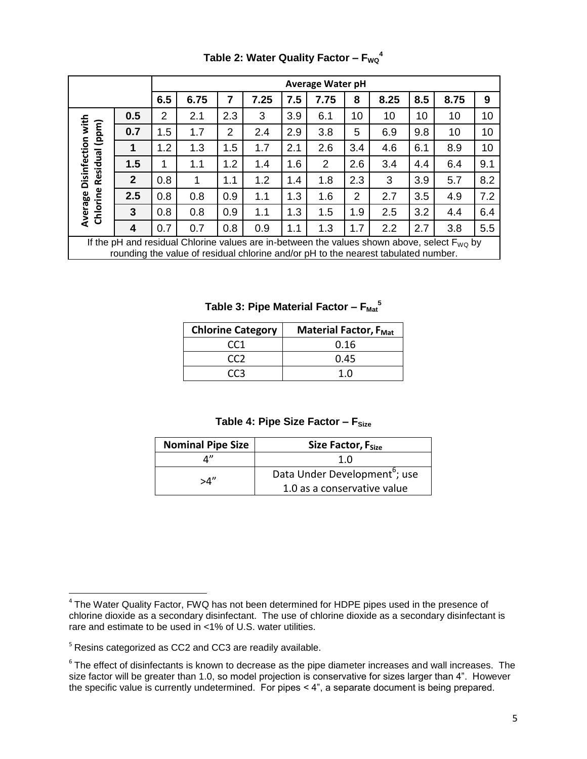**Table 2: Water Quality Factor – $F_{WQ}$[4]**

| Average Disinfection with Chlorine Residual (ppm) | Average Water pH | | | | | | | | | | |
|---|---|---|---|---|---|---|---|---|---|---|---|
| | 6.5 | 6.75 | 7 | 7.25 | 7.5 | 7.75 | 8 | 8.25 | 8.5 | 8.75 | 9 |
| 0.5 | 2 | 2.1 | 2.3 | 3 | 3.9 | 6.1 | 10 | 10 | 10 | 10 | 10 |
| 0.7 | 1.5 | 1.7 | 2 | 2.4 | 2.9 | 3.8 | 5 | 6.9 | 9.8 | 10 | 10 |
| 1 | 1.2 | 1.3 | 1.5 | 1.7 | 2.1 | 2.6 | 3.4 | 4.6 | 6.1 | 8.9 | 10 |
| 1.5 | 1 | 1.1 | 1.2 | 1.4 | 1.6 | 2 | 2.6 | 3.4 | 4.4 | 6.4 | 9.1 |
| 2 | 0.8 | 1 | 1.1 | 1.2 | 1.4 | 1.8 | 2.3 | 3 | 3.9 | 5.7 | 8.2 |
| 2.5 | 0.8 | 0.8 | 0.9 | 1.1 | 1.3 | 1.6 | 2 | 2.7 | 3.5 | 4.9 | 7.2 |
| 3 | 0.8 | 0.8 | 0.9 | 1.1 | 1.3 | 1.5 | 1.9 | 2.5 | 3.2 | 4.4 | 6.4 |
| 4 | 0.7 | 0.7 | 0.8 | 0.9 | 1.1 | 1.3 | 1.7 | 2.2 | 2.7 | 3.8 | 5.5 |

If the pH and residual Chlorine values are in-between the values shown above, select $F_{WQ}$ by rounding the value of residual chlorine and/or pH to the nearest tabulated number.

**Table 3: Pipe Material Factor – $F_{Mat}$[5]**

| Chlorine Category | Material Factor, $F_{Mat}$ |
|---|---|
| CC1 | 0.16 |
| CC2 | 0.45 |
| CC3 | 1.0 |

**Table 4: Pipe Size Factor – $F_{Size}$**

| Nominal Pipe Size | Size Factor, $F_{Size}$ |
|---|---|
| 4" | 1.0 |
| >4" | Data Under Development[6]; use 1.0 as a conservative value |

---

[4] The Water Quality Factor, FWQ has not been determined for HDPE pipes used in the presence of chlorine dioxide as a secondary disinfectant. The use of chlorine dioxide as a secondary disinfectant is rare and estimate to be used in <1% of U.S. water utilities.

[5] Resins categorized as CC2 and CC3 are readily available.

[6] The effect of disinfectants is known to decrease as the pipe diameter increases and wall increases. The size factor will be greater than 1.0, so model projection is conservative for sizes larger than 4". However the specific value is currently undetermined. For pipes < 4", a separate document is being prepared.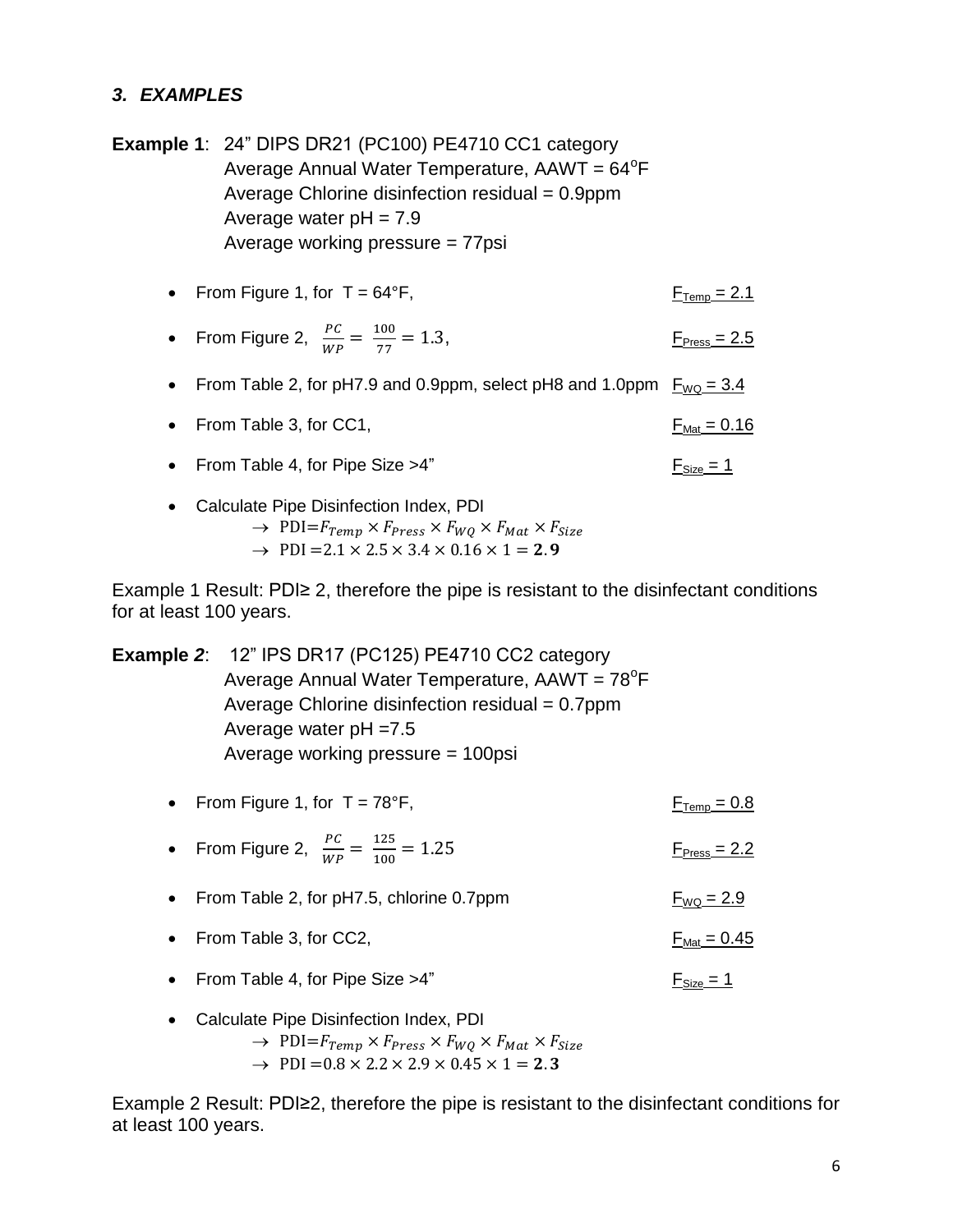### *3. EXAMPLES*

**Example 1**: 24” DIPS DR21 (PC100) PE4710 CC1 category
Average Annual Water Temperature, AAWT = 64°F
Average Chlorine disinfection residual = 0.9ppm
Average water pH = 7.9
Average working pressure = 77psi

- From Figure 1, for T = 64°F, $F_{Temp}$ = 2.1
- From Figure 2, $\frac{PC}{WP} = \frac{100}{77} = 1.3$, $F_{Press}$ = 2.5
- From Table 2, for pH7.9 and 0.9ppm, select pH8 and 1.0ppm $F_{WQ}$ = 3.4
- From Table 3, for CC1, $F_{Mat}$ = 0.16
- From Table 4, for Pipe Size >4” $F_{Size}$ = 1
- Calculate Pipe Disinfection Index, PDI
  - $\rightarrow$ $\text{PDI} = F_{Temp} \times F_{Press} \times F_{WQ} \times F_{Mat} \times F_{Size}$
  - $\rightarrow$ $\text{PDI} = 2.1 \times 2.5 \times 3.4 \times 0.16 \times 1 = \mathbf{2.9}$

Example 1 Result: PDI≥ 2, therefore the pipe is resistant to the disinfectant conditions for at least 100 years.

**Example *2***: 12” IPS DR17 (PC125) PE4710 CC2 category
Average Annual Water Temperature, AAWT = 78°F
Average Chlorine disinfection residual = 0.7ppm
Average water pH =7.5
Average working pressure = 100psi

- From Figure 1, for T = 78°F, $F_{Temp}$ = 0.8
- From Figure 2, $\frac{PC}{WP} = \frac{125}{100} = 1.25$ $F_{Press}$ = 2.2
- From Table 2, for pH7.5, chlorine 0.7ppm $F_{WQ}$ = 2.9
- From Table 3, for CC2, $F_{Mat}$ = 0.45
- From Table 4, for Pipe Size >4” $F_{Size}$ = 1
- Calculate Pipe Disinfection Index, PDI
  - $\rightarrow$ $\text{PDI} = F_{Temp} \times F_{Press} \times F_{WQ} \times F_{Mat} \times F_{Size}$
  - $\rightarrow$ $\text{PDI} = 0.8 \times 2.2 \times 2.9 \times 0.45 \times 1 = \mathbf{2.3}$

Example 2 Result: PDI≥2, therefore the pipe is resistant to the disinfectant conditions for at least 100 years.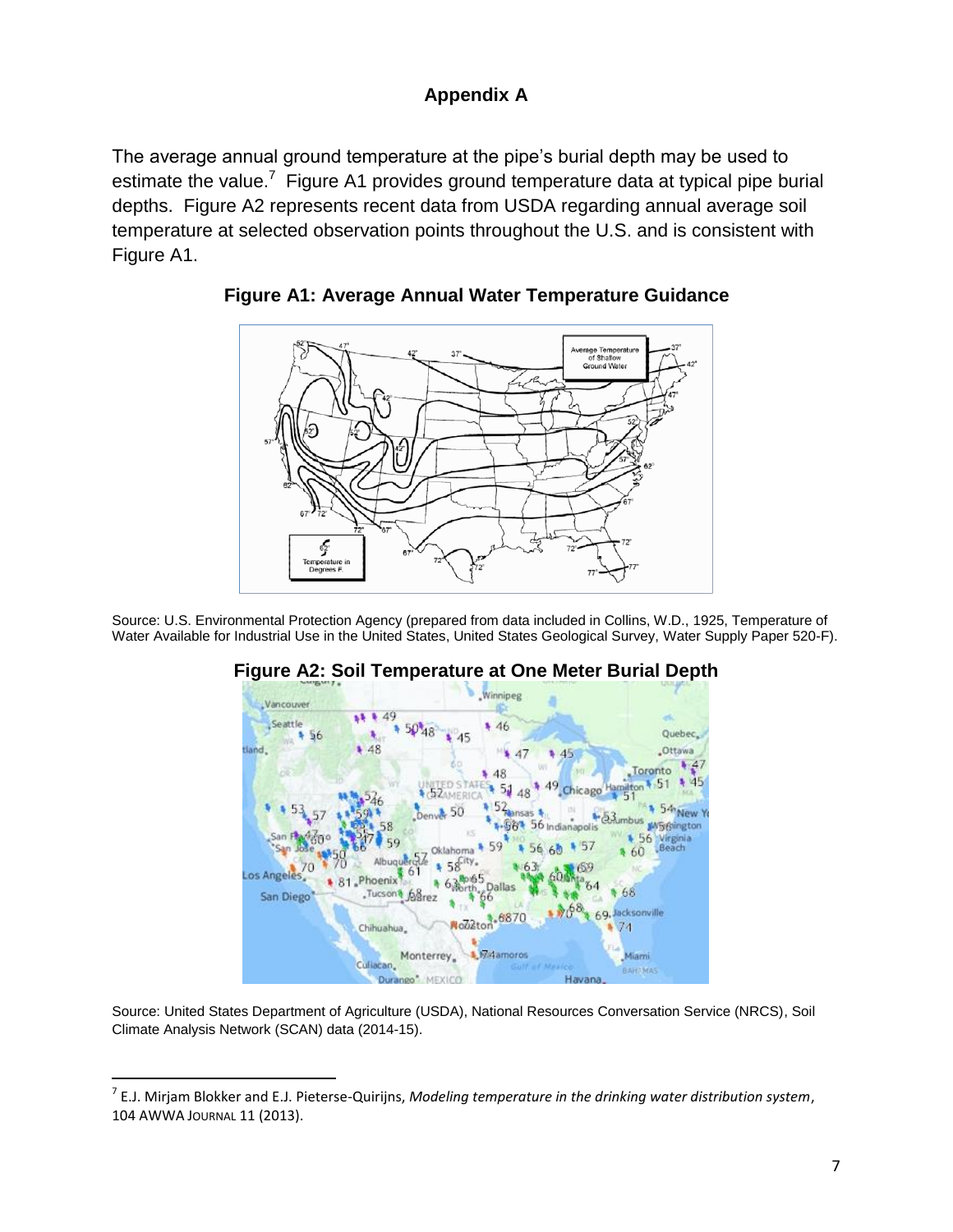# Appendix A

The average annual ground temperature at the pipe's burial depth may be used to estimate the value.[7] Figure A1 provides ground temperature data at typical pipe burial depths. Figure A2 represents recent data from USDA regarding annual average soil temperature at selected observation points throughout the U.S. and is consistent with Figure A1.

**Figure A1: Average Annual Water Temperature Guidance**

Average Temperature of Shallow Ground Water

Temperature in Degrees F

Source: U.S. Environmental Protection Agency (prepared from data included in Collins, W.D., 1925, Temperature of Water Available for Industrial Use in the United States, United States Geological Survey, Water Supply Paper 520-F).

**Figure A2: Soil Temperature at One Meter Burial Depth**

Source: United States Department of Agriculture (USDA), National Resources Conversation Service (NRCS), Soil Climate Analysis Network (SCAN) data (2014-15).

---

[7] E.J. Mirjam Blokker and E.J. Pieterse-Quirijns, *Modeling temperature in the drinking water distribution system*, 104 AWWA JOURNAL 11 (2013).